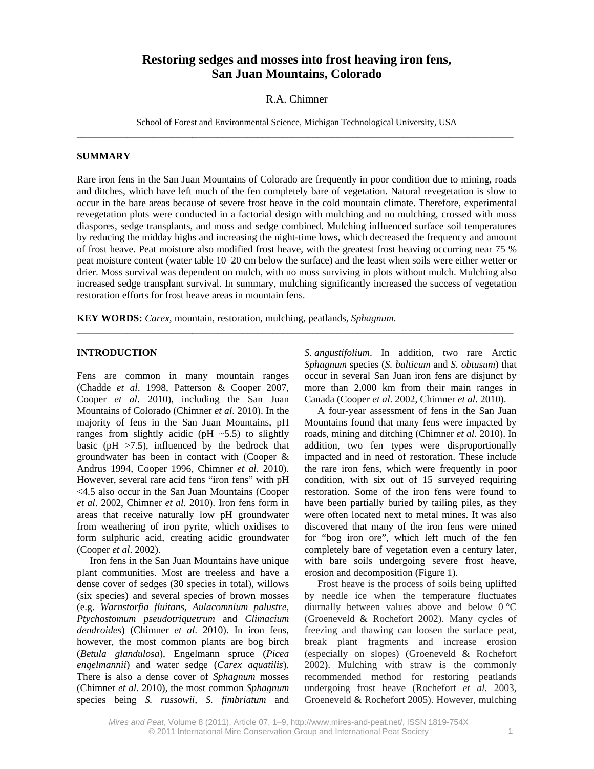# Restoring sedges and mosses into frost heaving iron fens, San Juan Mountains, Colorado

R.A. Chimner

School of Forest and Environmental Science, Michigan Technological University, USA

---

## SUMMARY

Rare iron fens in the San Juan Mountains of Colorado are frequently in poor condition due to mining, roads and ditches, which have left much of the fen completely bare of vegetation. Natural revegetation is slow to occur in the bare areas because of severe frost heave in the cold mountain climate. Therefore, experimental revegetation plots were conducted in a factorial design with mulching and no mulching, crossed with moss diaspores, sedge transplants, and moss and sedge combined. Mulching influenced surface soil temperatures by reducing the midday highs and increasing the night-time lows, which decreased the frequency and amount of frost heave. Peat moisture also modified frost heave, with the greatest frost heaving occurring near 75 % peat moisture content (water table 10–20 cm below the surface) and the least when soils were either wetter or drier. Moss survival was dependent on mulch, with no moss surviving in plots without mulch. Mulching also increased sedge transplant survival. In summary, mulching significantly increased the success of vegetation restoration efforts for frost heave areas in mountain fens.

**KEY WORDS:** *Carex*, mountain, restoration, mulching, peatlands, *Sphagnum*.

---

## INTRODUCTION

Fens are common in many mountain ranges (Chadde *et al*. 1998, Patterson & Cooper 2007, Cooper *et al*. 2010), including the San Juan Mountains of Colorado (Chimner *et al*. 2010). In the majority of fens in the San Juan Mountains, pH ranges from slightly acidic (pH ~5.5) to slightly basic (pH >7.5), influenced by the bedrock that groundwater has been in contact with (Cooper & Andrus 1994, Cooper 1996, Chimner *et al*. 2010). However, several rare acid fens "iron fens" with pH <4.5 also occur in the San Juan Mountains (Cooper *et al*. 2002, Chimner *et al*. 2010). Iron fens form in areas that receive naturally low pH groundwater from weathering of iron pyrite, which oxidises to form sulphuric acid, creating acidic groundwater (Cooper *et al*. 2002).

Iron fens in the San Juan Mountains have unique plant communities. Most are treeless and have a dense cover of sedges (30 species in total), willows (six species) and several species of brown mosses (e.g. *Warnstorfia fluitans*, *Aulacomnium palustre*, *Ptychostomum pseudotriquetrum* and *Climacium dendroides*) (Chimner *et al*. 2010). In iron fens, however, the most common plants are bog birch (*Betula glandulosa*), Engelmann spruce (*Picea engelmannii*) and water sedge (*Carex aquatilis*). There is also a dense cover of *Sphagnum* mosses (Chimner *et al*. 2010), the most common *Sphagnum* species being *S. russowii*, *S. fimbriatum* and *S. angustifolium*. In addition, two rare Arctic *Sphagnum* species (*S. balticum* and *S. obtusum*) that occur in several San Juan iron fens are disjunct by more than 2,000 km from their main ranges in Canada (Cooper *et al*. 2002, Chimner *et al*. 2010).

A four-year assessment of fens in the San Juan Mountains found that many fens were impacted by roads, mining and ditching (Chimner *et al*. 2010). In addition, two fen types were disproportionally impacted and in need of restoration. These include the rare iron fens, which were frequently in poor condition, with six out of 15 surveyed requiring restoration. Some of the iron fens were found to have been partially buried by tailing piles, as they were often located next to metal mines. It was also discovered that many of the iron fens were mined for "bog iron ore", which left much of the fen completely bare of vegetation even a century later, with bare soils undergoing severe frost heave, erosion and decomposition (Figure 1).

Frost heave is the process of soils being uplifted by needle ice when the temperature fluctuates diurnally between values above and below 0 °C (Groeneveld & Rochefort 2002). Many cycles of freezing and thawing can loosen the surface peat, break plant fragments and increase erosion (especially on slopes) (Groeneveld & Rochefort 2002). Mulching with straw is the commonly recommended method for restoring peatlands undergoing frost heave (Rochefort *et al*. 2003, Groeneveld & Rochefort 2005). However, mulching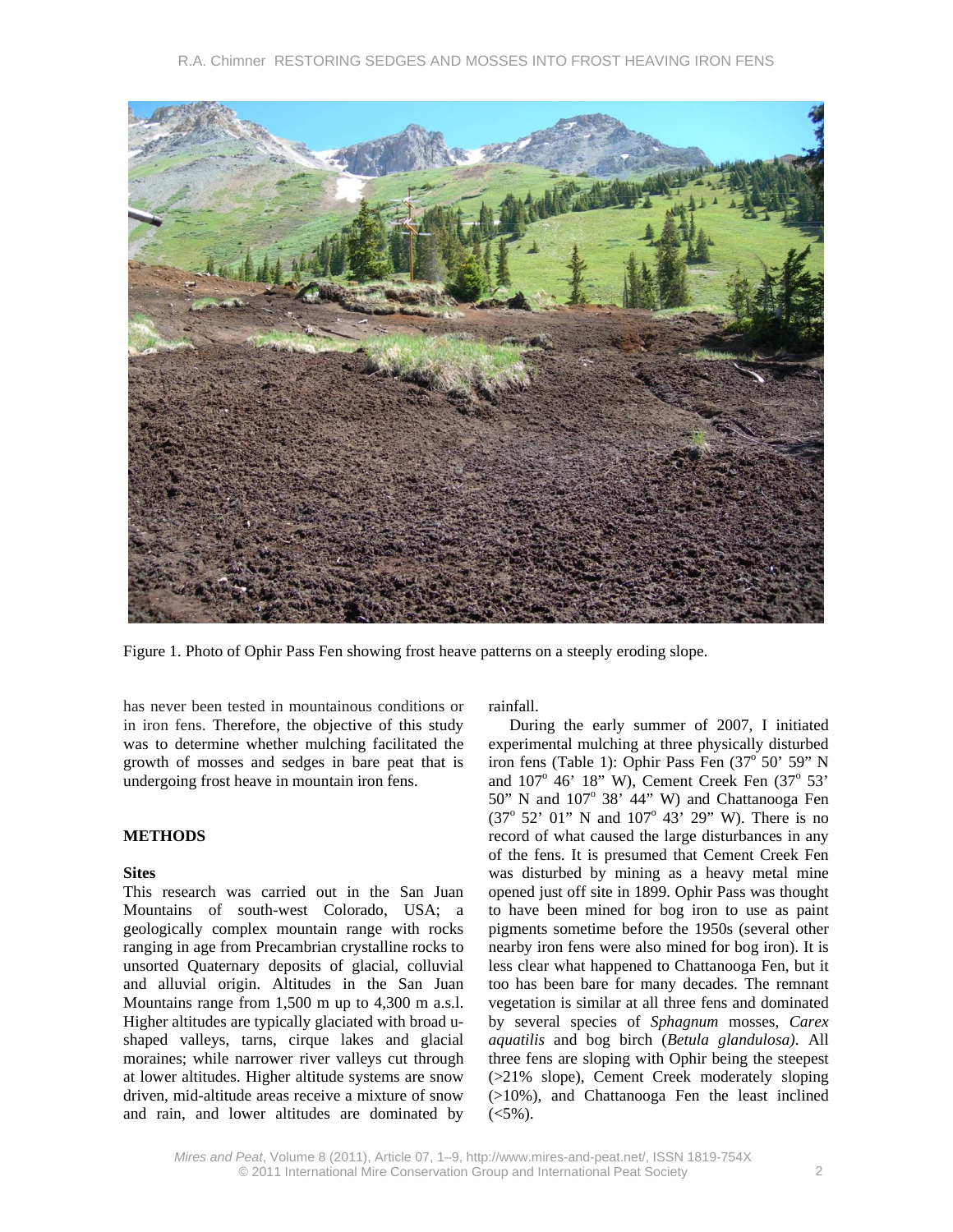Figure 1. Photo of Ophir Pass Fen showing frost heave patterns on a steeply eroding slope.

has never been tested in mountainous conditions or in iron fens. Therefore, the objective of this study was to determine whether mulching facilitated the growth of mosses and sedges in bare peat that is undergoing frost heave in mountain iron fens.

## METHODS

### Sites

This research was carried out in the San Juan Mountains of south-west Colorado, USA; a geologically complex mountain range with rocks ranging in age from Precambrian crystalline rocks to unsorted Quaternary deposits of glacial, colluvial and alluvial origin. Altitudes in the San Juan Mountains range from 1,500 m up to 4,300 m a.s.l. Higher altitudes are typically glaciated with broad u-shaped valleys, tarns, cirque lakes and glacial moraines; while narrower river valleys cut through at lower altitudes. Higher altitude systems are snow driven, mid-altitude areas receive a mixture of snow and rain, and lower altitudes are dominated by rainfall.

During the early summer of 2007, I initiated experimental mulching at three physically disturbed iron fens (Table 1): Ophir Pass Fen (37° 50' 59" N and 107° 46' 18" W), Cement Creek Fen (37° 53' 50" N and 107° 38' 44" W) and Chattanooga Fen (37° 52' 01" N and 107° 43' 29" W). There is no record of what caused the large disturbances in any of the fens. It is presumed that Cement Creek Fen was disturbed by mining as a heavy metal mine opened just off site in 1899. Ophir Pass was thought to have been mined for bog iron to use as paint pigments sometime before the 1950s (several other nearby iron fens were also mined for bog iron). It is less clear what happened to Chattanooga Fen, but it too has been bare for many decades. The remnant vegetation is similar at all three fens and dominated by several species of *Sphagnum* mosses, *Carex aquatilis* and bog birch (*Betula glandulosa)*. All three fens are sloping with Ophir being the steepest (>21% slope), Cement Creek moderately sloping (>10%), and Chattanooga Fen the least inclined (<5%).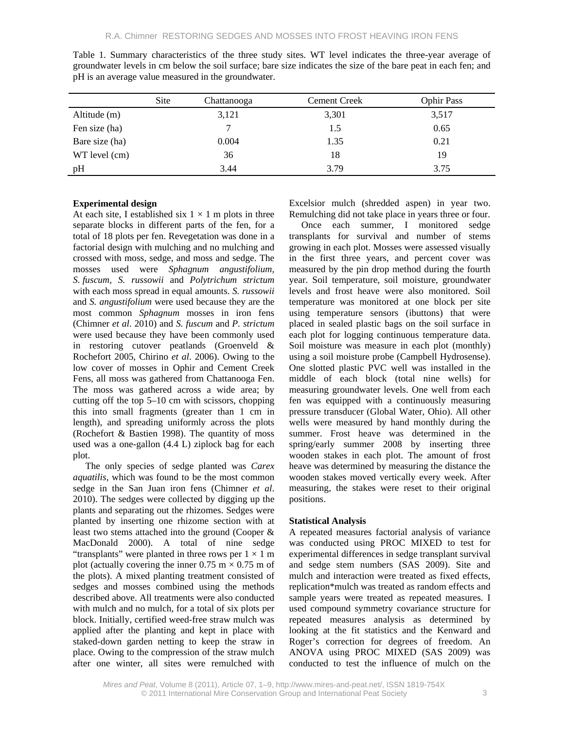Table 1. Summary characteristics of the three study sites. WT level indicates the three-year average of groundwater levels in cm below the soil surface; bare size indicates the size of the bare peat in each fen; and pH is an average value measured in the groundwater.

| Site | Chattanooga | Cement Creek | Ophir Pass |
|---|---|---|---|
| Altitude (m) | 3,121 | 3,301 | 3,517 |
| Fen size (ha) | 7 | 1.5 | 0.65 |
| Bare size (ha) | 0.004 | 1.35 | 0.21 |
| WT level (cm) | 36 | 18 | 19 |
| pH | 3.44 | 3.79 | 3.75 |

**Experimental design**

At each site, I established six 1 × 1 m plots in three separate blocks in different parts of the fen, for a total of 18 plots per fen. Revegetation was done in a factorial design with mulching and no mulching and crossed with moss, sedge, and moss and sedge. The mosses used were *Sphagnum angustifolium, S. fuscum, S. russowii* and *Polytrichum strictum* with each moss spread in equal amounts. *S. russowii* and *S. angustifolium* were used because they are the most common *Sphagnum* mosses in iron fens (Chimner *et al*. 2010) and *S. fuscum* and *P. strictum* were used because they have been commonly used in restoring cutover peatlands (Groenveld & Rochefort 2005, Chirino *et al*. 2006). Owing to the low cover of mosses in Ophir and Cement Creek Fens, all moss was gathered from Chattanooga Fen. The moss was gathered across a wide area; by cutting off the top 5–10 cm with scissors, chopping this into small fragments (greater than 1 cm in length), and spreading uniformly across the plots (Rochefort & Bastien 1998). The quantity of moss used was a one-gallon (4.4 L) ziplock bag for each plot.

The only species of sedge planted was *Carex aquatilis*, which was found to be the most common sedge in the San Juan iron fens (Chimner *et al*. 2010). The sedges were collected by digging up the plants and separating out the rhizomes. Sedges were planted by inserting one rhizome section with at least two stems attached into the ground (Cooper & MacDonald 2000). A total of nine sedge "transplants" were planted in three rows per 1 × 1 m plot (actually covering the inner 0.75 m × 0.75 m of the plots). A mixed planting treatment consisted of sedges and mosses combined using the methods described above. All treatments were also conducted with mulch and no mulch, for a total of six plots per block. Initially, certified weed-free straw mulch was applied after the planting and kept in place with staked-down garden netting to keep the straw in place. Owing to the compression of the straw mulch after one winter, all sites were remulched with Excelsior mulch (shredded aspen) in year two. Remulching did not take place in years three or four.

Once each summer, I monitored sedge transplants for survival and number of stems growing in each plot. Mosses were assessed visually in the first three years, and percent cover was measured by the pin drop method during the fourth year. Soil temperature, soil moisture, groundwater levels and frost heave were also monitored. Soil temperature was monitored at one block per site using temperature sensors (ibuttons) that were placed in sealed plastic bags on the soil surface in each plot for logging continuous temperature data. Soil moisture was measure in each plot (monthly) using a soil moisture probe (Campbell Hydrosense). One slotted plastic PVC well was installed in the middle of each block (total nine wells) for measuring groundwater levels. One well from each fen was equipped with a continuously measuring pressure transducer (Global Water, Ohio). All other wells were measured by hand monthly during the summer. Frost heave was determined in the spring/early summer 2008 by inserting three wooden stakes in each plot. The amount of frost heave was determined by measuring the distance the wooden stakes moved vertically every week. After measuring, the stakes were reset to their original positions.

**Statistical Analysis**

A repeated measures factorial analysis of variance was conducted using PROC MIXED to test for experimental differences in sedge transplant survival and sedge stem numbers (SAS 2009). Site and mulch and interaction were treated as fixed effects, replication*mulch was treated as random effects and sample years were treated as repeated measures. I used compound symmetry covariance structure for repeated measures analysis as determined by looking at the fit statistics and the Kenward and Roger's correction for degrees of freedom. An ANOVA using PROC MIXED (SAS 2009) was conducted to test the influence of mulch on the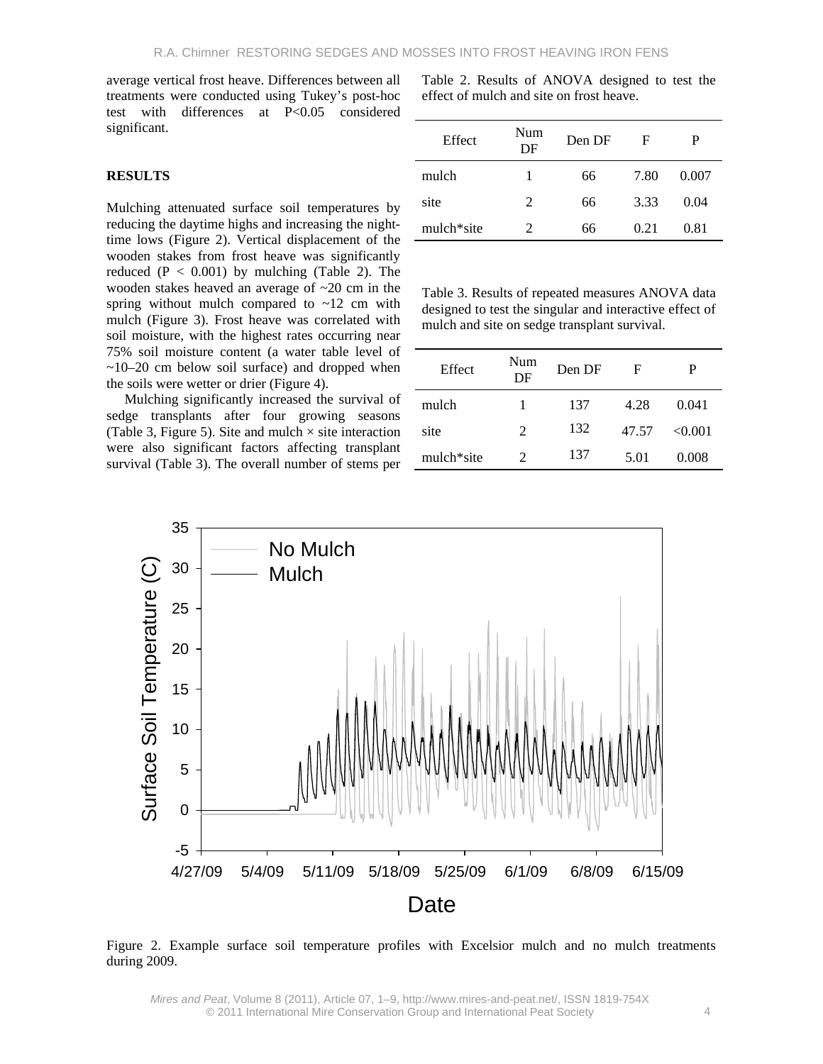average vertical frost heave. Differences between all treatments were conducted using Tukey's post-hoc test with differences at P<0.05 considered significant.

## RESULTS

Mulching attenuated surface soil temperatures by reducing the daytime highs and increasing the night-time lows (Figure 2). Vertical displacement of the wooden stakes from frost heave was significantly reduced ($P < 0.001$) by mulching (Table 2). The wooden stakes heaved an average of ~20 cm in the spring without mulch compared to ~12 cm with mulch (Figure 3). Frost heave was correlated with soil moisture, with the highest rates occurring near 75% soil moisture content (a water table level of ~10–20 cm below soil surface) and dropped when the soils were wetter or drier (Figure 4).

Mulching significantly increased the survival of sedge transplants after four growing seasons (Table 3, Figure 5). Site and mulch × site interaction were also significant factors affecting transplant survival (Table 3). The overall number of stems per

Table 2. Results of ANOVA designed to test the effect of mulch and site on frost heave.

| Effect | Num DF | Den DF | F | P |
|---|---|---|---|---|
| mulch | 1 | 66 | 7.80 | 0.007 |
| site | 2 | 66 | 3.33 | 0.04 |
| mulch*site | 2 | 66 | 0.21 | 0.81 |

Table 3. Results of repeated measures ANOVA data designed to test the singular and interactive effect of mulch and site on sedge transplant survival.

| Effect | Num DF | Den DF | F | P |
|---|---|---|---|---|
| mulch | 1 | 137 | 4.28 | 0.041 |
| site | 2 | 132 | 47.57 | <0.001 |
| mulch*site | 2 | 137 | 5.01 | 0.008 |

Figure 2. Example surface soil temperature profiles with Excelsior mulch and no mulch treatments during 2009.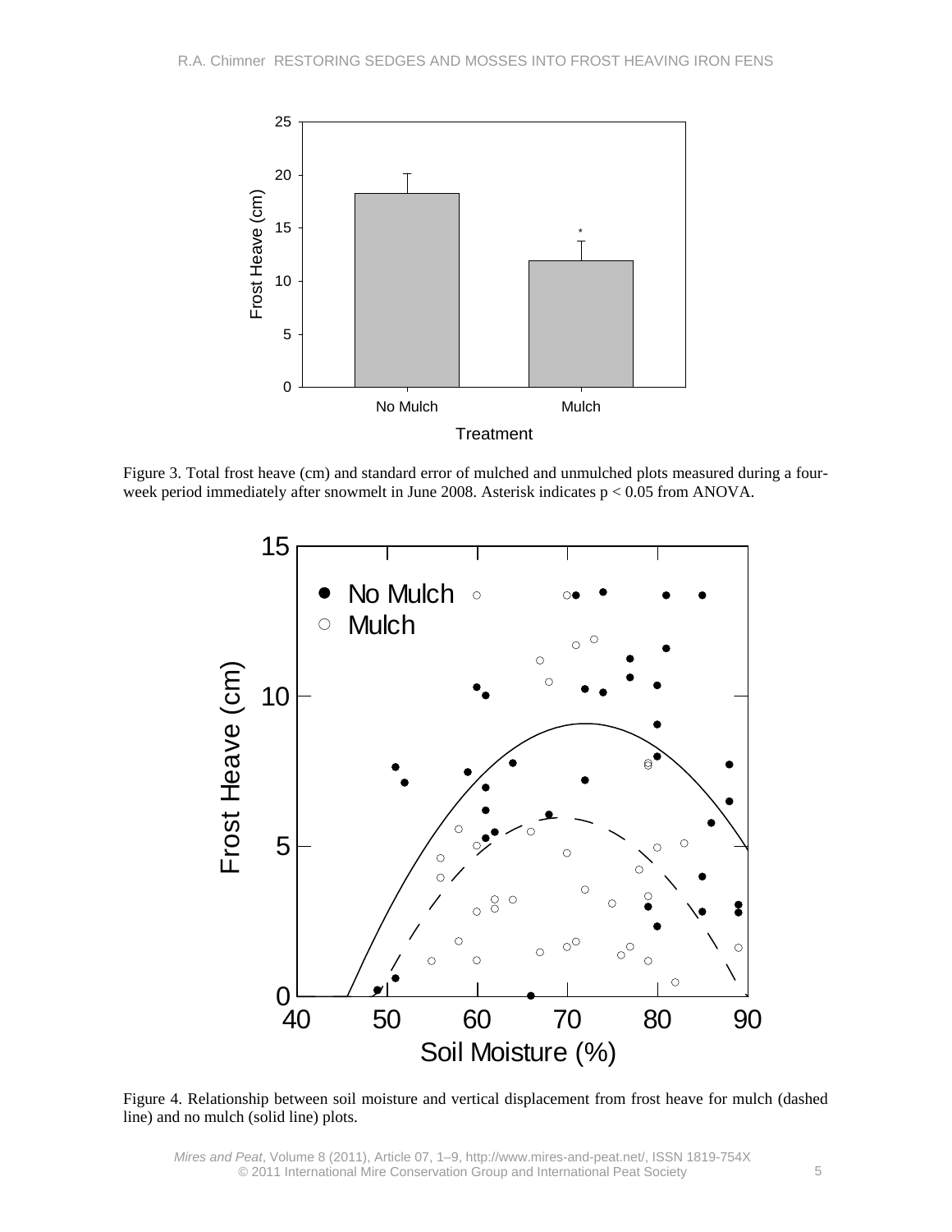Figure 3. Total frost heave (cm) and standard error of mulched and unmulched plots measured during a four-week period immediately after snowmelt in June 2008. Asterisk indicates $p < 0.05$ from ANOVA.

Figure 4. Relationship between soil moisture and vertical displacement from frost heave for mulch (dashed line) and no mulch (solid line) plots.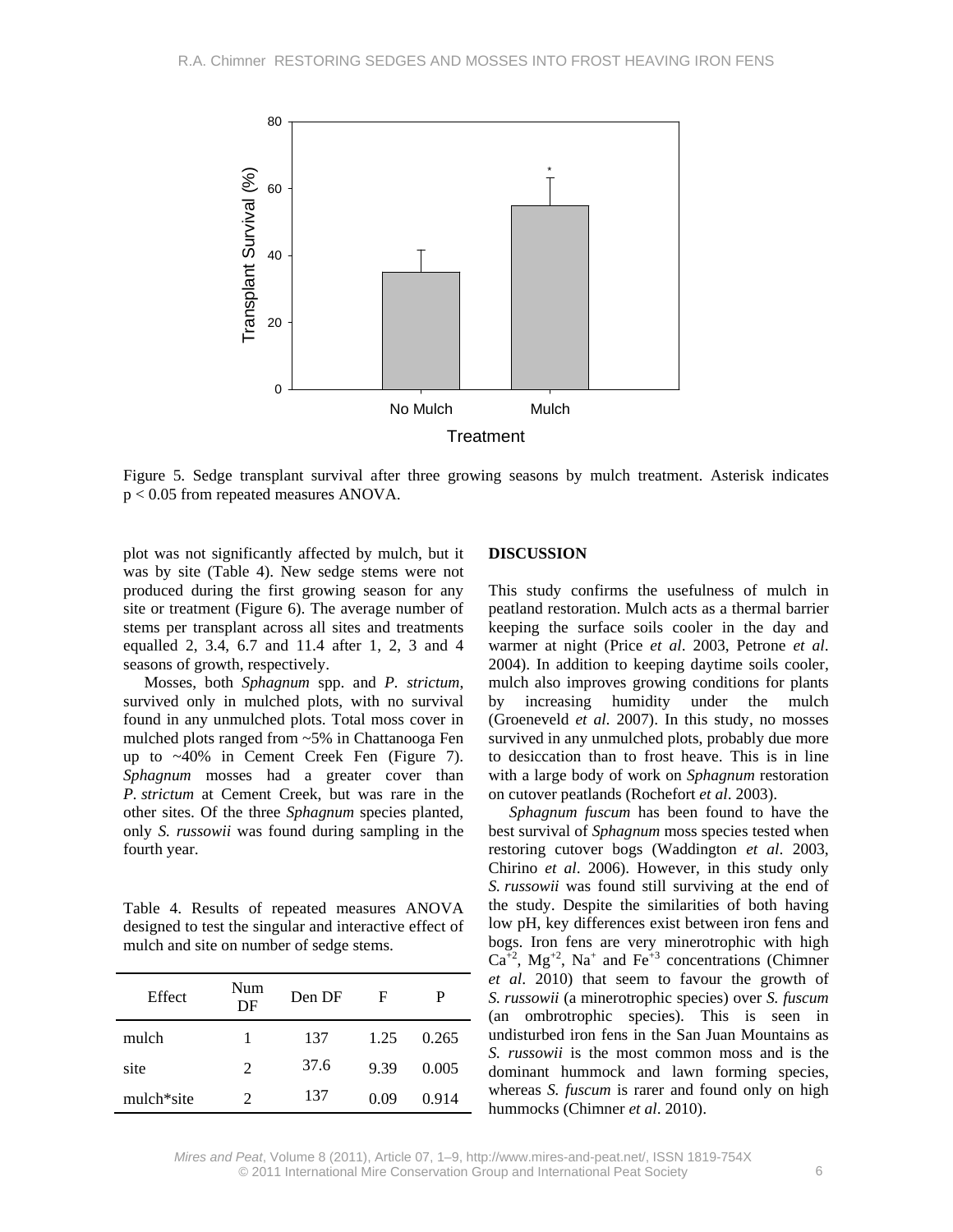Figure 5. Sedge transplant survival after three growing seasons by mulch treatment. Asterisk indicates $p < 0.05$ from repeated measures ANOVA.

plot was not significantly affected by mulch, but it was by site (Table 4). New sedge stems were not produced during the first growing season for any site or treatment (Figure 6). The average number of stems per transplant across all sites and treatments equalled 2, 3.4, 6.7 and 11.4 after 1, 2, 3 and 4 seasons of growth, respectively.

Mosses, both *Sphagnum* spp. and *P. strictum*, survived only in mulched plots, with no survival found in any unmulched plots. Total moss cover in mulched plots ranged from ~5% in Chattanooga Fen up to ~40% in Cement Creek Fen (Figure 7). *Sphagnum* mosses had a greater cover than *P. strictum* at Cement Creek, but was rare in the other sites. Of the three *Sphagnum* species planted, only *S. russowii* was found during sampling in the fourth year.

Table 4. Results of repeated measures ANOVA designed to test the singular and interactive effect of mulch and site on number of sedge stems.

| Effect | Num DF | Den DF | F | P |
|---|---|---|---|---|
| mulch | 1 | 137 | 1.25 | 0.265 |
| site | 2 | 37.6 | 9.39 | 0.005 |
| mulch*site | 2 | 137 | 0.09 | 0.914 |

## DISCUSSION

This study confirms the usefulness of mulch in peatland restoration. Mulch acts as a thermal barrier keeping the surface soils cooler in the day and warmer at night (Price *et al*. 2003, Petrone *et al*. 2004). In addition to keeping daytime soils cooler, mulch also improves growing conditions for plants by increasing humidity under the mulch (Groeneveld *et al*. 2007). In this study, no mosses survived in any unmulched plots, probably due more to desiccation than to frost heave. This is in line with a large body of work on *Sphagnum* restoration on cutover peatlands (Rochefort *et al*. 2003).

*Sphagnum fuscum* has been found to have the best survival of *Sphagnum* moss species tested when restoring cutover bogs (Waddington *et al*. 2003, Chirino *et al*. 2006). However, in this study only *S. russowii* was found still surviving at the end of the study. Despite the similarities of both having low pH, key differences exist between iron fens and bogs. Iron fens are very minerotrophic with high $Ca^{+2}$, $Mg^{+2}$, $Na^{+}$ and $Fe^{+3}$ concentrations (Chimner *et al*. 2010) that seem to favour the growth of *S. russowii* (a minerotrophic species) over *S. fuscum* (an ombrotrophic species). This is seen in undisturbed iron fens in the San Juan Mountains as *S. russowii* is the most common moss and is the dominant hummock and lawn forming species, whereas *S. fuscum* is rarer and found only on high hummocks (Chimner *et al*. 2010).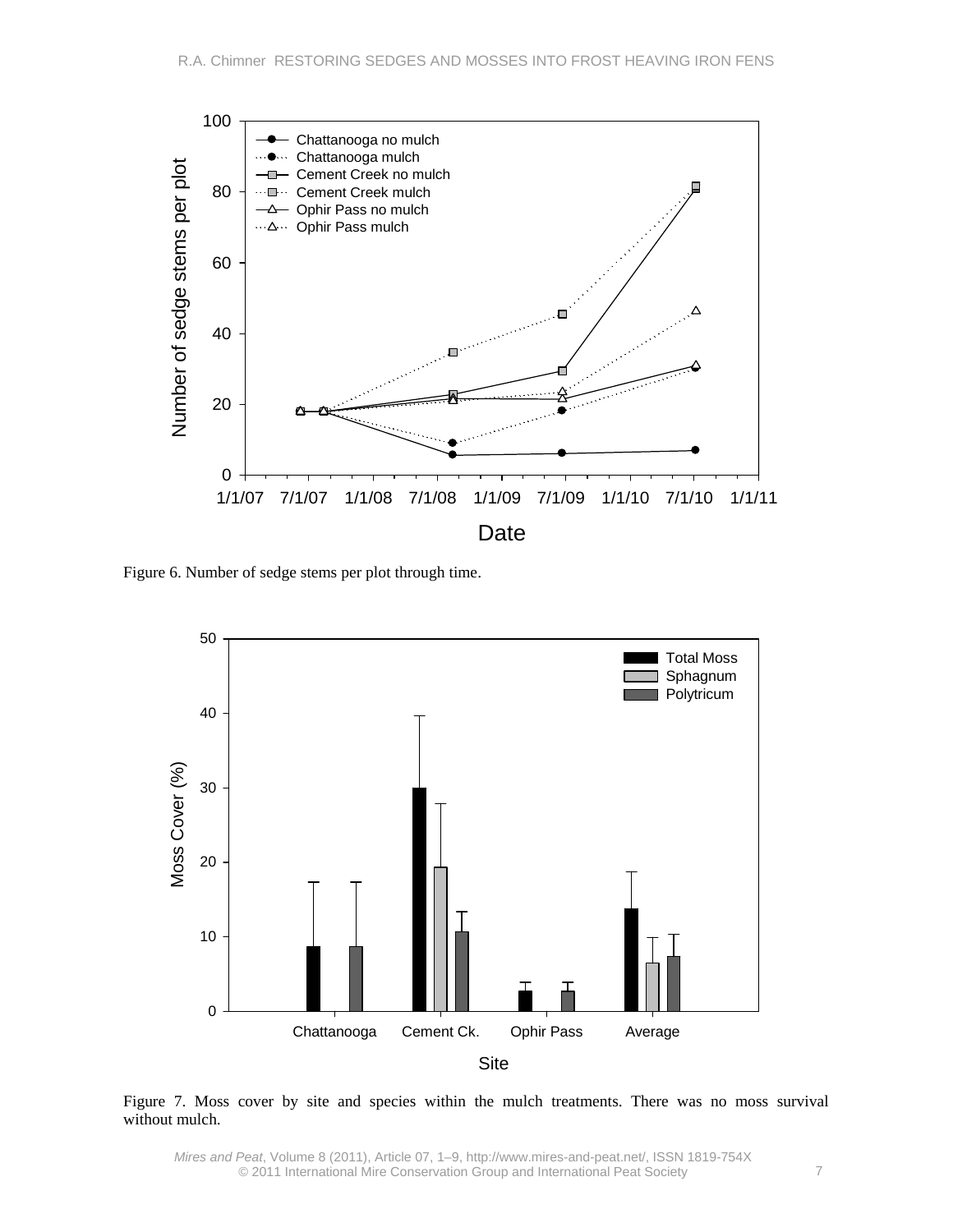Figure 6. Number of sedge stems per plot through time.

Figure 7. Moss cover by site and species within the mulch treatments. There was no moss survival without mulch.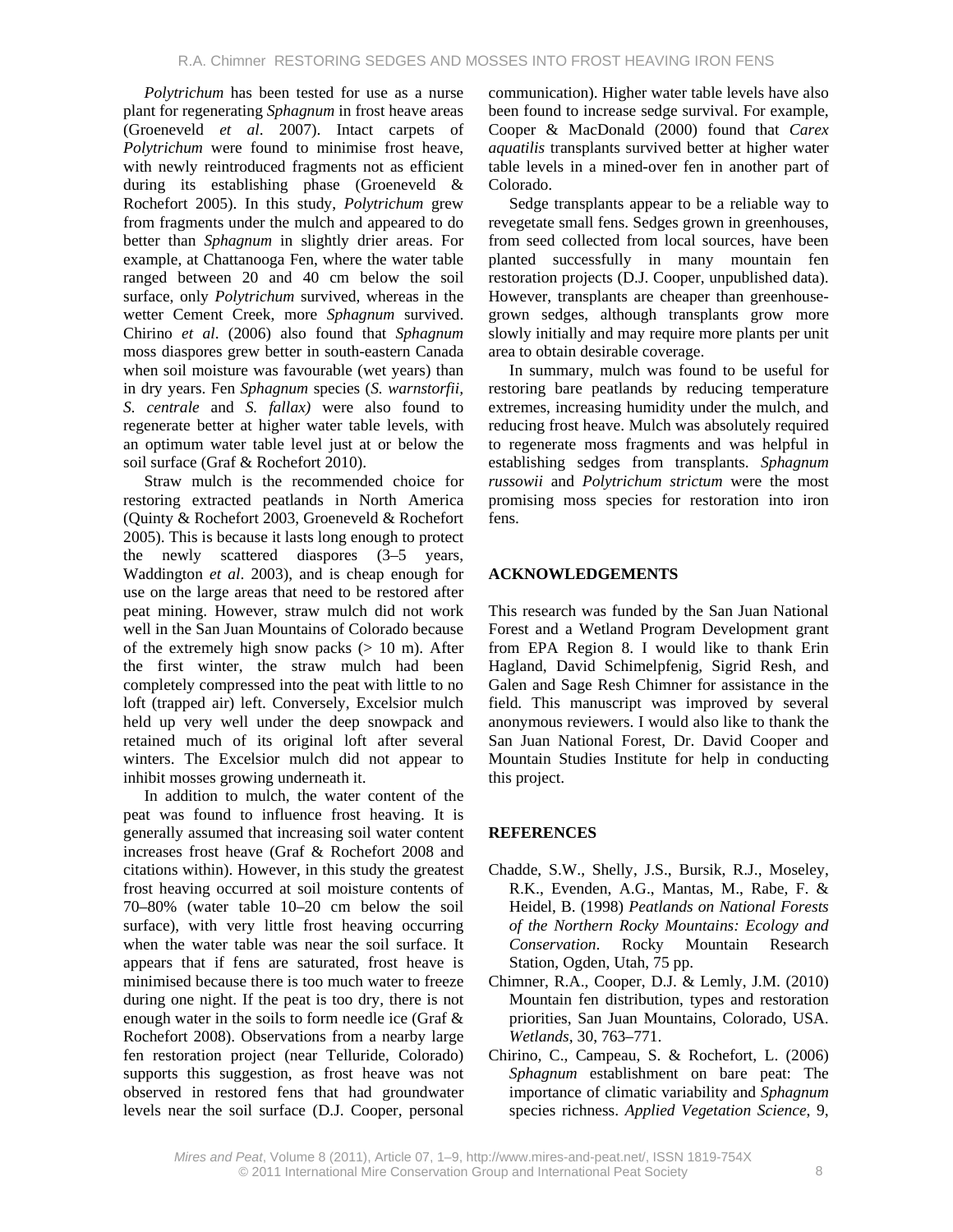*Polytrichum* has been tested for use as a nurse plant for regenerating *Sphagnum* in frost heave areas (Groeneveld *et al*. 2007). Intact carpets of *Polytrichum* were found to minimise frost heave, with newly reintroduced fragments not as efficient during its establishing phase (Groeneveld & Rochefort 2005). In this study, *Polytrichum* grew from fragments under the mulch and appeared to do better than *Sphagnum* in slightly drier areas. For example, at Chattanooga Fen, where the water table ranged between 20 and 40 cm below the soil surface, only *Polytrichum* survived, whereas in the wetter Cement Creek, more *Sphagnum* survived. Chirino *et al*. (2006) also found that *Sphagnum* moss diaspores grew better in south-eastern Canada when soil moisture was favourable (wet years) than in dry years. Fen *Sphagnum* species (*S. warnstorfii, S. centrale* and *S. fallax)* were also found to regenerate better at higher water table levels, with an optimum water table level just at or below the soil surface (Graf & Rochefort 2010).

Straw mulch is the recommended choice for restoring extracted peatlands in North America (Quinty & Rochefort 2003, Groeneveld & Rochefort 2005). This is because it lasts long enough to protect the newly scattered diaspores (3–5 years, Waddington *et al*. 2003), and is cheap enough for use on the large areas that need to be restored after peat mining. However, straw mulch did not work well in the San Juan Mountains of Colorado because of the extremely high snow packs (> 10 m). After the first winter, the straw mulch had been completely compressed into the peat with little to no loft (trapped air) left. Conversely, Excelsior mulch held up very well under the deep snowpack and retained much of its original loft after several winters. The Excelsior mulch did not appear to inhibit mosses growing underneath it.

In addition to mulch, the water content of the peat was found to influence frost heaving. It is generally assumed that increasing soil water content increases frost heave (Graf & Rochefort 2008 and citations within). However, in this study the greatest frost heaving occurred at soil moisture contents of 70–80% (water table 10–20 cm below the soil surface), with very little frost heaving occurring when the water table was near the soil surface. It appears that if fens are saturated, frost heave is minimised because there is too much water to freeze during one night. If the peat is too dry, there is not enough water in the soils to form needle ice (Graf & Rochefort 2008). Observations from a nearby large fen restoration project (near Telluride, Colorado) supports this suggestion, as frost heave was not observed in restored fens that had groundwater levels near the soil surface (D.J. Cooper, personal communication). Higher water table levels have also been found to increase sedge survival. For example, Cooper & MacDonald (2000) found that *Carex aquatilis* transplants survived better at higher water table levels in a mined-over fen in another part of Colorado.

Sedge transplants appear to be a reliable way to revegetate small fens. Sedges grown in greenhouses, from seed collected from local sources, have been planted successfully in many mountain fen restoration projects (D.J. Cooper, unpublished data). However, transplants are cheaper than greenhouse-grown sedges, although transplants grow more slowly initially and may require more plants per unit area to obtain desirable coverage.

In summary, mulch was found to be useful for restoring bare peatlands by reducing temperature extremes, increasing humidity under the mulch, and reducing frost heave. Mulch was absolutely required to regenerate moss fragments and was helpful in establishing sedges from transplants. *Sphagnum russowii* and *Polytrichum strictum* were the most promising moss species for restoration into iron fens.

## ACKNOWLEDGEMENTS

This research was funded by the San Juan National Forest and a Wetland Program Development grant from EPA Region 8. I would like to thank Erin Hagland, David Schimelpfenig, Sigrid Resh, and Galen and Sage Resh Chimner for assistance in the field. This manuscript was improved by several anonymous reviewers. I would also like to thank the San Juan National Forest, Dr. David Cooper and Mountain Studies Institute for help in conducting this project.

## REFERENCES

Chadde, S.W., Shelly, J.S., Bursik, R.J., Moseley, R.K., Evenden, A.G., Mantas, M., Rabe, F. & Heidel, B. (1998) *Peatlands on National Forests of the Northern Rocky Mountains: Ecology and Conservation*. Rocky Mountain Research Station, Ogden, Utah, 75 pp.

Chimner, R.A., Cooper, D.J. & Lemly, J.M. (2010) Mountain fen distribution, types and restoration priorities, San Juan Mountains, Colorado, USA. *Wetlands*, 30, 763–771.

Chirino, C., Campeau, S. & Rochefort, L. (2006) *Sphagnum* establishment on bare peat: The importance of climatic variability and *Sphagnum* species richness. *Applied Vegetation Science*, 9,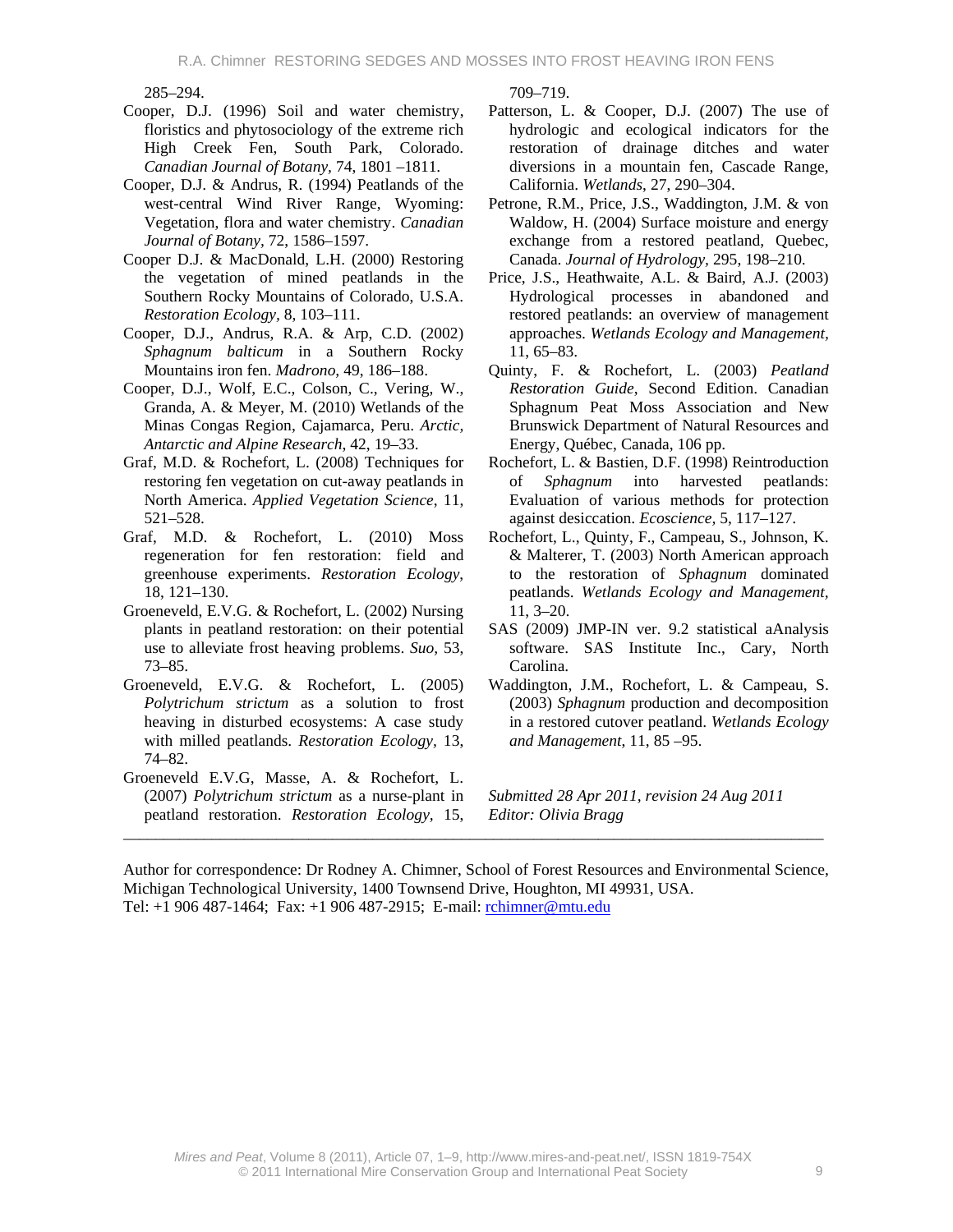285–294.

Cooper, D.J. (1996) Soil and water chemistry, floristics and phytosociology of the extreme rich High Creek Fen, South Park, Colorado. *Canadian Journal of Botany*, 74, 1801 –1811.

Cooper, D.J. & Andrus, R. (1994) Peatlands of the west-central Wind River Range, Wyoming: Vegetation, flora and water chemistry. *Canadian Journal of Botany*, 72, 1586–1597.

Cooper D.J. & MacDonald, L.H. (2000) Restoring the vegetation of mined peatlands in the Southern Rocky Mountains of Colorado, U.S.A. *Restoration Ecology*, 8, 103–111.

Cooper, D.J., Andrus, R.A. & Arp, C.D. (2002) *Sphagnum balticum* in a Southern Rocky Mountains iron fen. *Madrono*, 49, 186–188.

Cooper, D.J., Wolf, E.C., Colson, C., Vering, W., Granda, A. & Meyer, M. (2010) Wetlands of the Minas Congas Region, Cajamarca, Peru. *Arctic, Antarctic and Alpine Research*, 42, 19–33.

Graf, M.D. & Rochefort, L. (2008) Techniques for restoring fen vegetation on cut-away peatlands in North America. *Applied Vegetation Science*, 11, 521–528.

Graf, M.D. & Rochefort, L. (2010) Moss regeneration for fen restoration: field and greenhouse experiments. *Restoration Ecology*, 18, 121–130.

Groeneveld, E.V.G. & Rochefort, L. (2002) Nursing plants in peatland restoration: on their potential use to alleviate frost heaving problems. *Suo*, 53, 73–85.

Groeneveld, E.V.G. & Rochefort, L. (2005) *Polytrichum strictum* as a solution to frost heaving in disturbed ecosystems: A case study with milled peatlands. *Restoration Ecology*, 13, 74–82.

Groeneveld E.V.G, Masse, A. & Rochefort, L. (2007) *Polytrichum strictum* as a nurse-plant in peatland restoration. *Restoration Ecology*, 15, 709–719.

Patterson, L. & Cooper, D.J. (2007) The use of hydrologic and ecological indicators for the restoration of drainage ditches and water diversions in a mountain fen, Cascade Range, California. *Wetlands*, 27, 290–304.

Petrone, R.M., Price, J.S., Waddington, J.M. & von Waldow, H. (2004) Surface moisture and energy exchange from a restored peatland, Quebec, Canada. *Journal of Hydrology*, 295, 198–210.

Price, J.S., Heathwaite, A.L. & Baird, A.J. (2003) Hydrological processes in abandoned and restored peatlands: an overview of management approaches. *Wetlands Ecology and Management*, 11, 65–83.

Quinty, F. & Rochefort, L. (2003) *Peatland Restoration Guide*, Second Edition. Canadian Sphagnum Peat Moss Association and New Brunswick Department of Natural Resources and Energy, Québec, Canada, 106 pp.

Rochefort, L. & Bastien, D.F. (1998) Reintroduction of *Sphagnum* into harvested peatlands: Evaluation of various methods for protection against desiccation. *Ecoscience*, 5, 117–127.

Rochefort, L., Quinty, F., Campeau, S., Johnson, K. & Malterer, T. (2003) North American approach to the restoration of *Sphagnum* dominated peatlands. *Wetlands Ecology and Management*, 11, 3–20.

SAS (2009) JMP-IN ver. 9.2 statistical aAnalysis software. SAS Institute Inc., Cary, North Carolina.

Waddington, J.M., Rochefort, L. & Campeau, S. (2003) *Sphagnum* production and decomposition in a restored cutover peatland. *Wetlands Ecology and Management*, 11, 85 –95.

*Submitted 28 Apr 2011, revision 24 Aug 2011*
*Editor: Olivia Bragg*

---

Author for correspondence: Dr Rodney A. Chimner, School of Forest Resources and Environmental Science, Michigan Technological University, 1400 Townsend Drive, Houghton, MI 49931, USA.
Tel: +1 906 487-1464; Fax: +1 906 487-2915; E-mail: rchimner@mtu.edu